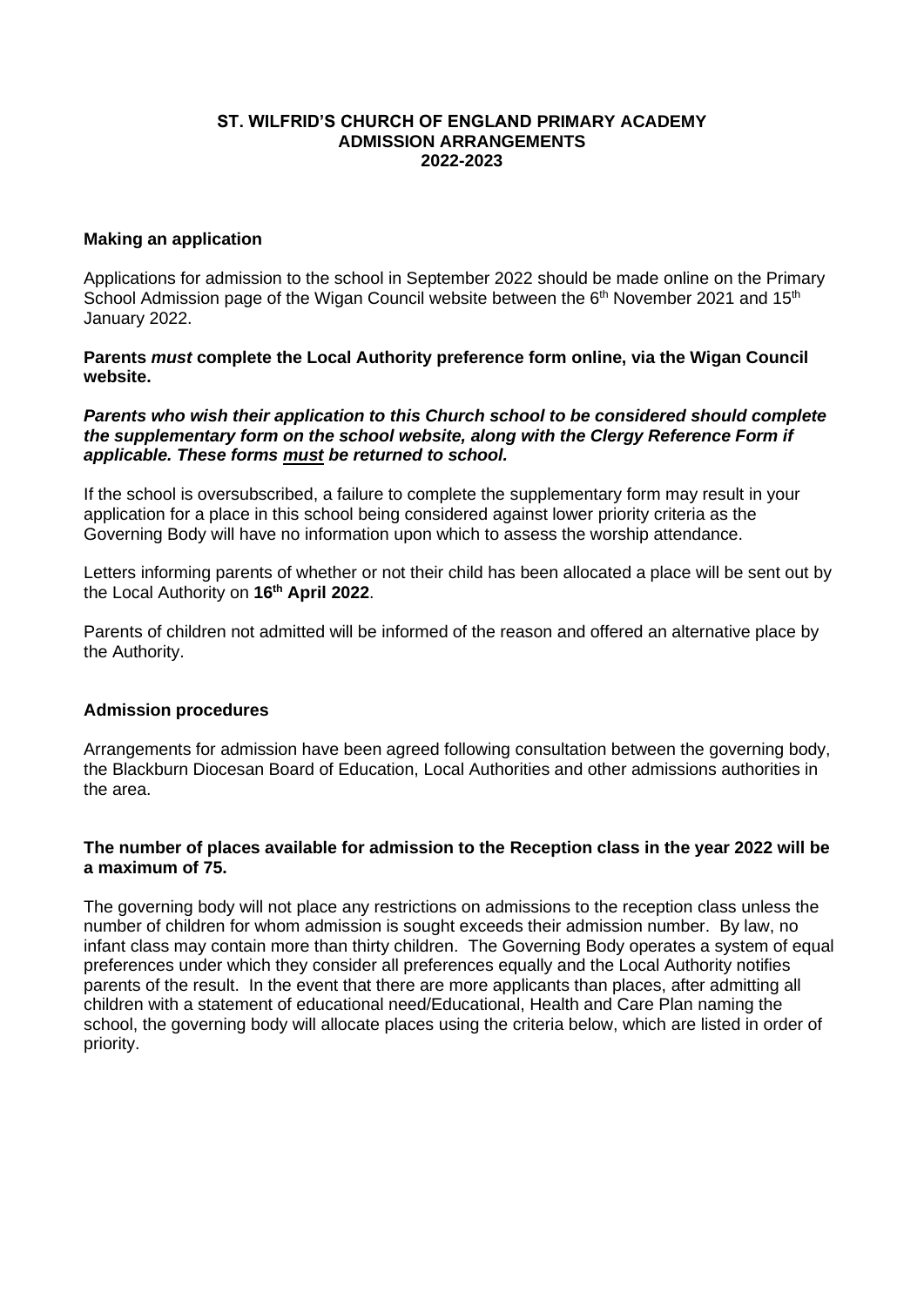# ST. WILFRID'S CHURCH OF ENGLAND PRIMARY ACADEMY
## ADMISSION ARRANGEMENTS
## 2022-2023

**Making an application**

Applications for admission to the school in September 2022 should be made online on the Primary School Admission page of the Wigan Council website between the 6th November 2021 and 15th January 2022.

**Parents *must* complete the Local Authority preference form online, via the Wigan Council website.**

***Parents who wish their application to this Church school to be considered should complete the supplementary form on the school website, along with the Clergy Reference Form if applicable. These forms must be returned to school.***

If the school is oversubscribed, a failure to complete the supplementary form may result in your application for a place in this school being considered against lower priority criteria as the Governing Body will have no information upon which to assess the worship attendance.

Letters informing parents of whether or not their child has been allocated a place will be sent out by the Local Authority on **16th April 2022**.

Parents of children not admitted will be informed of the reason and offered an alternative place by the Authority.

**Admission procedures**

Arrangements for admission have been agreed following consultation between the governing body, the Blackburn Diocesan Board of Education, Local Authorities and other admissions authorities in the area.

**The number of places available for admission to the Reception class in the year 2022 will be a maximum of 75.**

The governing body will not place any restrictions on admissions to the reception class unless the number of children for whom admission is sought exceeds their admission number. By law, no infant class may contain more than thirty children. The Governing Body operates a system of equal preferences under which they consider all preferences equally and the Local Authority notifies parents of the result. In the event that there are more applicants than places, after admitting all children with a statement of educational need/Educational, Health and Care Plan naming the school, the governing body will allocate places using the criteria below, which are listed in order of priority.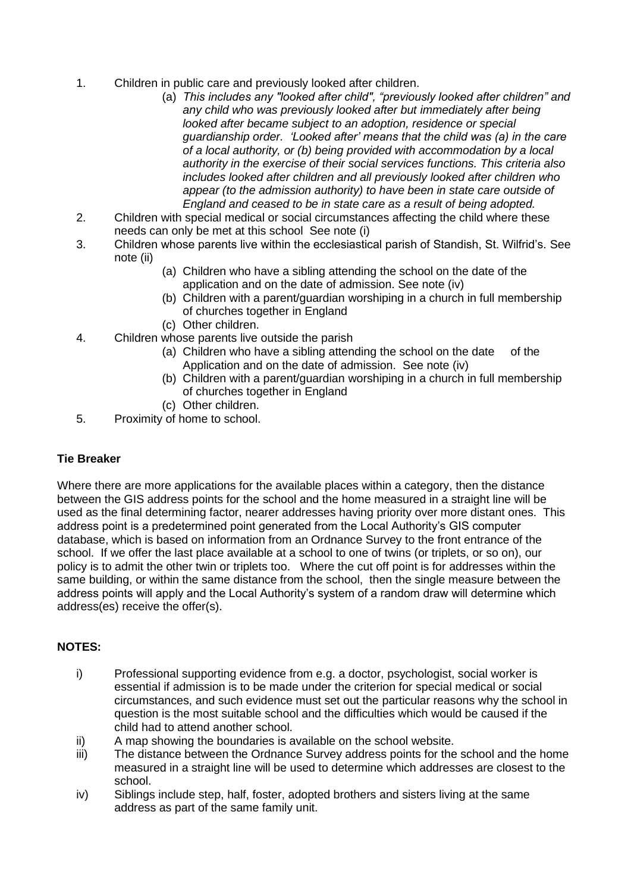1. Children in public care and previously looked after children.
   (a) *This includes any "looked after child", "previously looked after children" and any child who was previously looked after but immediately after being looked after became subject to an adoption, residence or special guardianship order. 'Looked after' means that the child was (a) in the care of a local authority, or (b) being provided with accommodation by a local authority in the exercise of their social services functions. This criteria also includes looked after children and all previously looked after children who appear (to the admission authority) to have been in state care outside of England and ceased to be in state care as a result of being adopted.*
2. Children with special medical or social circumstances affecting the child where these needs can only be met at this school See note (i)
3. Children whose parents live within the ecclesiastical parish of Standish, St. Wilfrid's. See note (ii)
   (a) Children who have a sibling attending the school on the date of the application and on the date of admission. See note (iv)
   (b) Children with a parent/guardian worshiping in a church in full membership of churches together in England
   (c) Other children.
4. Children whose parents live outside the parish
   (a) Children who have a sibling attending the school on the date of the Application and on the date of admission. See note (iv)
   (b) Children with a parent/guardian worshiping in a church in full membership of churches together in England
   (c) Other children.
5. Proximity of home to school.

**Tie Breaker**

Where there are more applications for the available places within a category, then the distance between the GIS address points for the school and the home measured in a straight line will be used as the final determining factor, nearer addresses having priority over more distant ones. This address point is a predetermined point generated from the Local Authority's GIS computer database, which is based on information from an Ordnance Survey to the front entrance of the school. If we offer the last place available at a school to one of twins (or triplets, or so on), our policy is to admit the other twin or triplets too. Where the cut off point is for addresses within the same building, or within the same distance from the school, then the single measure between the address points will apply and the Local Authority's system of a random draw will determine which address(es) receive the offer(s).

**NOTES:**

i) Professional supporting evidence from e.g. a doctor, psychologist, social worker is essential if admission is to be made under the criterion for special medical or social circumstances, and such evidence must set out the particular reasons why the school in question is the most suitable school and the difficulties which would be caused if the child had to attend another school.

ii) A map showing the boundaries is available on the school website.

iii) The distance between the Ordnance Survey address points for the school and the home measured in a straight line will be used to determine which addresses are closest to the school.

iv) Siblings include step, half, foster, adopted brothers and sisters living at the same address as part of the same family unit.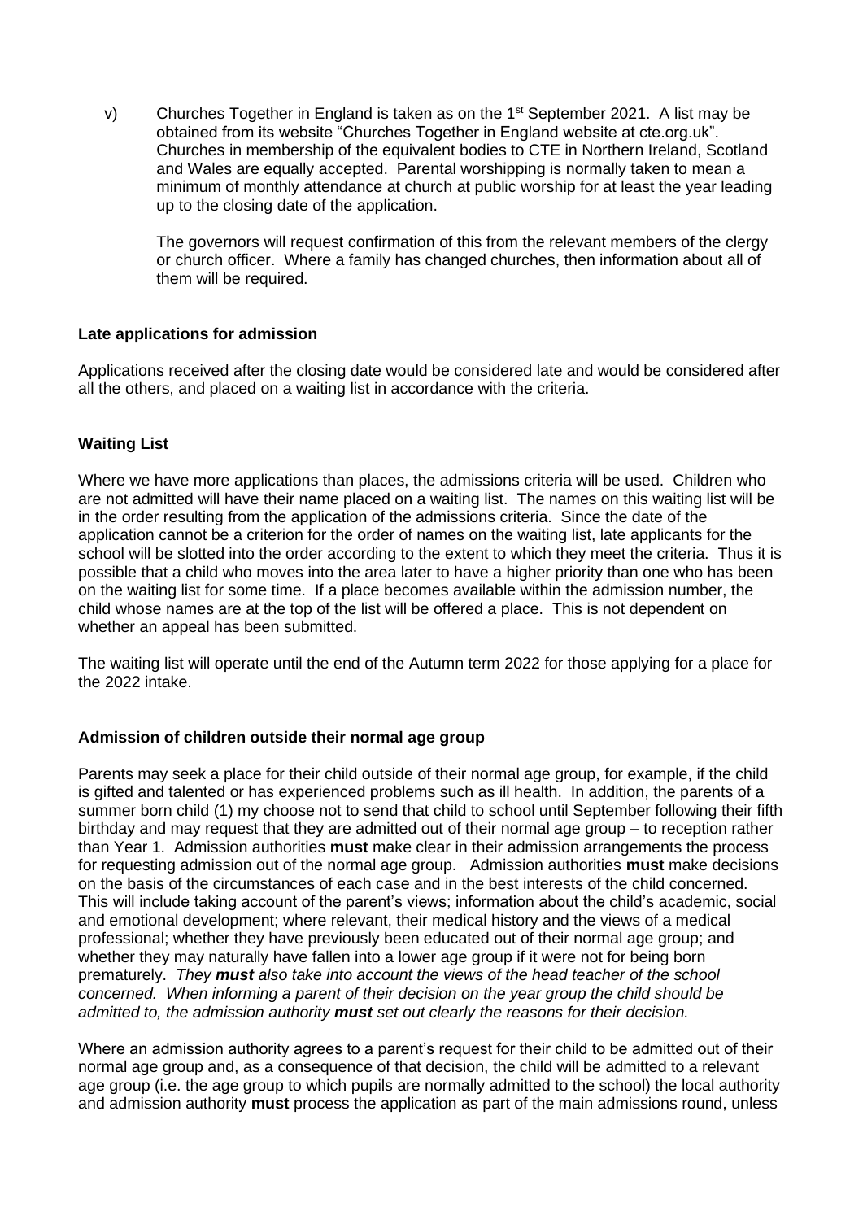v) Churches Together in England is taken as on the 1st September 2021. A list may be obtained from its website "Churches Together in England website at cte.org.uk". Churches in membership of the equivalent bodies to CTE in Northern Ireland, Scotland and Wales are equally accepted. Parental worshipping is normally taken to mean a minimum of monthly attendance at church at public worship for at least the year leading up to the closing date of the application.

   The governors will request confirmation of this from the relevant members of the clergy or church officer. Where a family has changed churches, then information about all of them will be required.

**Late applications for admission**

Applications received after the closing date would be considered late and would be considered after all the others, and placed on a waiting list in accordance with the criteria.

**Waiting List**

Where we have more applications than places, the admissions criteria will be used. Children who are not admitted will have their name placed on a waiting list. The names on this waiting list will be in the order resulting from the application of the admissions criteria. Since the date of the application cannot be a criterion for the order of names on the waiting list, late applicants for the school will be slotted into the order according to the extent to which they meet the criteria. Thus it is possible that a child who moves into the area later to have a higher priority than one who has been on the waiting list for some time. If a place becomes available within the admission number, the child whose names are at the top of the list will be offered a place. This is not dependent on whether an appeal has been submitted.

The waiting list will operate until the end of the Autumn term 2022 for those applying for a place for the 2022 intake.

**Admission of children outside their normal age group**

Parents may seek a place for their child outside of their normal age group, for example, if the child is gifted and talented or has experienced problems such as ill health. In addition, the parents of a summer born child (1) my choose not to send that child to school until September following their fifth birthday and may request that they are admitted out of their normal age group – to reception rather than Year 1. Admission authorities **must** make clear in their admission arrangements the process for requesting admission out of the normal age group. Admission authorities **must** make decisions on the basis of the circumstances of each case and in the best interests of the child concerned. This will include taking account of the parent's views; information about the child's academic, social and emotional development; where relevant, their medical history and the views of a medical professional; whether they have previously been educated out of their normal age group; and whether they may naturally have fallen into a lower age group if it were not for being born prematurely. *They **must** also take into account the views of the head teacher of the school concerned. When informing a parent of their decision on the year group the child should be admitted to, the admission authority **must** set out clearly the reasons for their decision.*

Where an admission authority agrees to a parent's request for their child to be admitted out of their normal age group and, as a consequence of that decision, the child will be admitted to a relevant age group (i.e. the age group to which pupils are normally admitted to the school) the local authority and admission authority **must** process the application as part of the main admissions round, unless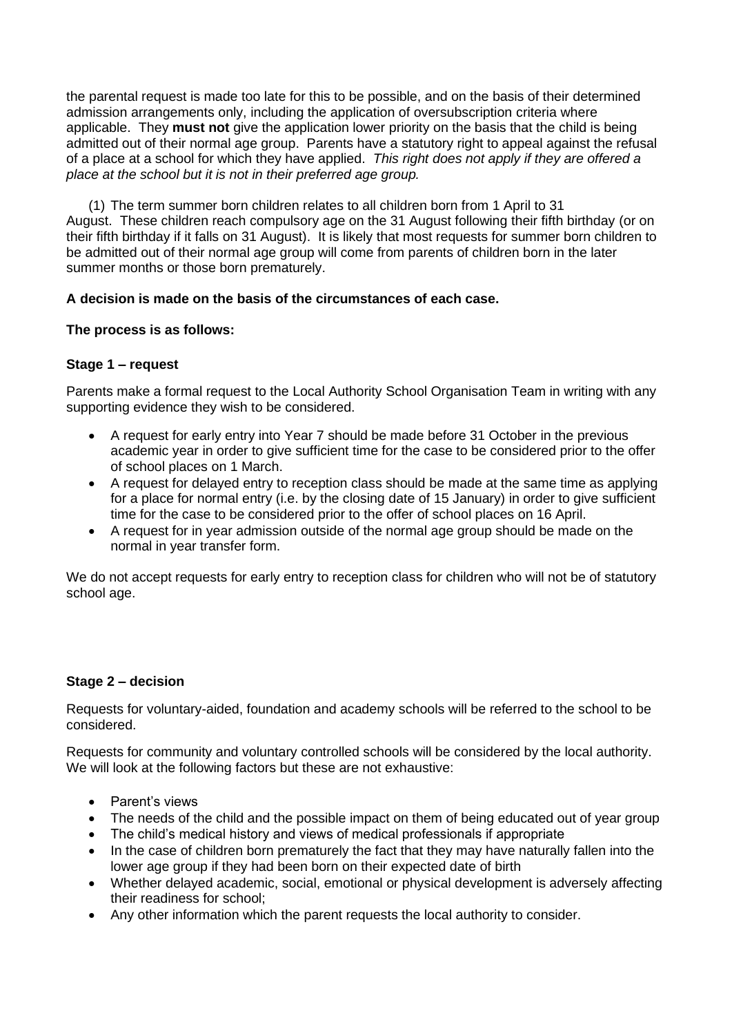the parental request is made too late for this to be possible, and on the basis of their determined admission arrangements only, including the application of oversubscription criteria where applicable. They **must not** give the application lower priority on the basis that the child is being admitted out of their normal age group. Parents have a statutory right to appeal against the refusal of a place at a school for which they have applied. *This right does not apply if they are offered a place at the school but it is not in their preferred age group.*

(1) The term summer born children relates to all children born from 1 April to 31 August. These children reach compulsory age on the 31 August following their fifth birthday (or on their fifth birthday if it falls on 31 August). It is likely that most requests for summer born children to be admitted out of their normal age group will come from parents of children born in the later summer months or those born prematurely.

**A decision is made on the basis of the circumstances of each case.**

**The process is as follows:**

**Stage 1 – request**

Parents make a formal request to the Local Authority School Organisation Team in writing with any supporting evidence they wish to be considered.

- A request for early entry into Year 7 should be made before 31 October in the previous academic year in order to give sufficient time for the case to be considered prior to the offer of school places on 1 March.
- A request for delayed entry to reception class should be made at the same time as applying for a place for normal entry (i.e. by the closing date of 15 January) in order to give sufficient time for the case to be considered prior to the offer of school places on 16 April.
- A request for in year admission outside of the normal age group should be made on the normal in year transfer form.

We do not accept requests for early entry to reception class for children who will not be of statutory school age.

**Stage 2 – decision**

Requests for voluntary-aided, foundation and academy schools will be referred to the school to be considered.

Requests for community and voluntary controlled schools will be considered by the local authority. We will look at the following factors but these are not exhaustive:

- Parent's views
- The needs of the child and the possible impact on them of being educated out of year group
- The child's medical history and views of medical professionals if appropriate
- In the case of children born prematurely the fact that they may have naturally fallen into the lower age group if they had been born on their expected date of birth
- Whether delayed academic, social, emotional or physical development is adversely affecting their readiness for school;
- Any other information which the parent requests the local authority to consider.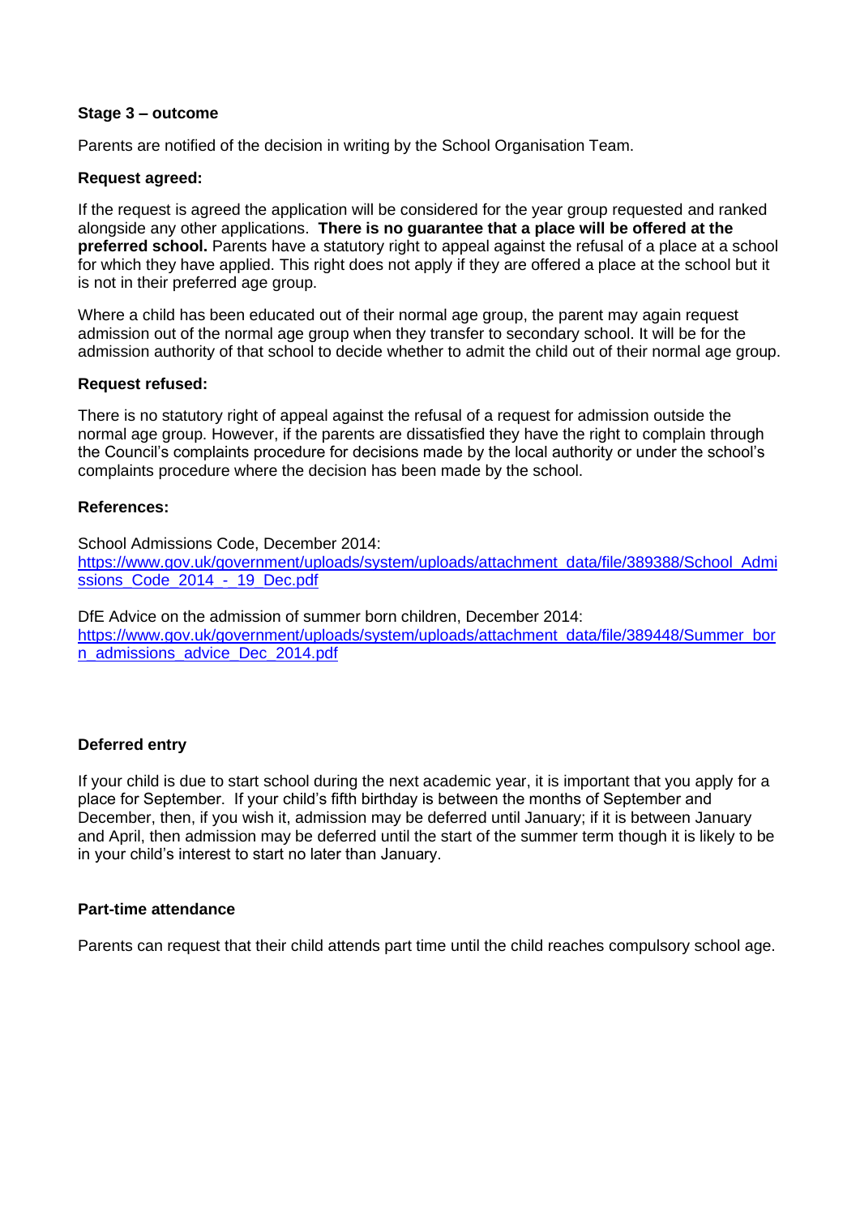**Stage 3 – outcome**

Parents are notified of the decision in writing by the School Organisation Team.

**Request agreed:**

If the request is agreed the application will be considered for the year group requested and ranked alongside any other applications. **There is no guarantee that a place will be offered at the preferred school.** Parents have a statutory right to appeal against the refusal of a place at a school for which they have applied. This right does not apply if they are offered a place at the school but it is not in their preferred age group.

Where a child has been educated out of their normal age group, the parent may again request admission out of the normal age group when they transfer to secondary school. It will be for the admission authority of that school to decide whether to admit the child out of their normal age group.

**Request refused:**

There is no statutory right of appeal against the refusal of a request for admission outside the normal age group. However, if the parents are dissatisfied they have the right to complain through the Council's complaints procedure for decisions made by the local authority or under the school's complaints procedure where the decision has been made by the school.

**References:**

School Admissions Code, December 2014:
[https://www.gov.uk/government/uploads/system/uploads/attachment_data/file/389388/School_Admissions_Code_2014_-_19_Dec.pdf](https://www.gov.uk/government/uploads/system/uploads/attachment_data/file/389388/School_Admissions_Code_2014_-_19_Dec.pdf)

DfE Advice on the admission of summer born children, December 2014:
[https://www.gov.uk/government/uploads/system/uploads/attachment_data/file/389448/Summer_born_admissions_advice_Dec_2014.pdf](https://www.gov.uk/government/uploads/system/uploads/attachment_data/file/389448/Summer_born_admissions_advice_Dec_2014.pdf)

**Deferred entry**

If your child is due to start school during the next academic year, it is important that you apply for a place for September. If your child's fifth birthday is between the months of September and December, then, if you wish it, admission may be deferred until January; if it is between January and April, then admission may be deferred until the start of the summer term though it is likely to be in your child's interest to start no later than January.

**Part-time attendance**

Parents can request that their child attends part time until the child reaches compulsory school age.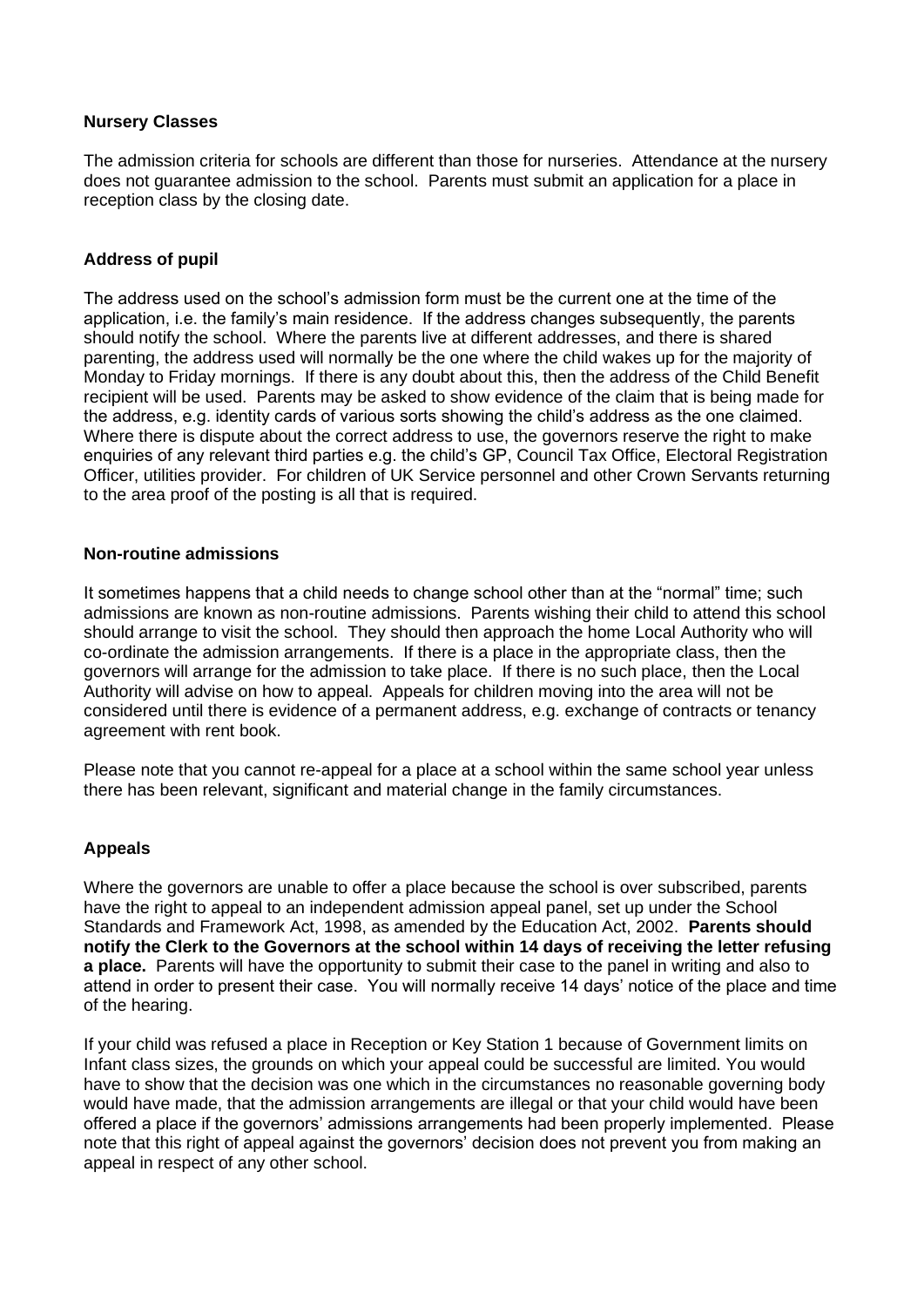**Nursery Classes**

The admission criteria for schools are different than those for nurseries. Attendance at the nursery does not guarantee admission to the school. Parents must submit an application for a place in reception class by the closing date.

**Address of pupil**

The address used on the school's admission form must be the current one at the time of the application, i.e. the family's main residence. If the address changes subsequently, the parents should notify the school. Where the parents live at different addresses, and there is shared parenting, the address used will normally be the one where the child wakes up for the majority of Monday to Friday mornings. If there is any doubt about this, then the address of the Child Benefit recipient will be used. Parents may be asked to show evidence of the claim that is being made for the address, e.g. identity cards of various sorts showing the child's address as the one claimed. Where there is dispute about the correct address to use, the governors reserve the right to make enquiries of any relevant third parties e.g. the child's GP, Council Tax Office, Electoral Registration Officer, utilities provider. For children of UK Service personnel and other Crown Servants returning to the area proof of the posting is all that is required.

**Non-routine admissions**

It sometimes happens that a child needs to change school other than at the "normal" time; such admissions are known as non-routine admissions. Parents wishing their child to attend this school should arrange to visit the school. They should then approach the home Local Authority who will co-ordinate the admission arrangements. If there is a place in the appropriate class, then the governors will arrange for the admission to take place. If there is no such place, then the Local Authority will advise on how to appeal. Appeals for children moving into the area will not be considered until there is evidence of a permanent address, e.g. exchange of contracts or tenancy agreement with rent book.

Please note that you cannot re-appeal for a place at a school within the same school year unless there has been relevant, significant and material change in the family circumstances.

**Appeals**

Where the governors are unable to offer a place because the school is over subscribed, parents have the right to appeal to an independent admission appeal panel, set up under the School Standards and Framework Act, 1998, as amended by the Education Act, 2002. **Parents should notify the Clerk to the Governors at the school within 14 days of receiving the letter refusing a place.** Parents will have the opportunity to submit their case to the panel in writing and also to attend in order to present their case. You will normally receive 14 days' notice of the place and time of the hearing.

If your child was refused a place in Reception or Key Station 1 because of Government limits on Infant class sizes, the grounds on which your appeal could be successful are limited. You would have to show that the decision was one which in the circumstances no reasonable governing body would have made, that the admission arrangements are illegal or that your child would have been offered a place if the governors' admissions arrangements had been properly implemented. Please note that this right of appeal against the governors' decision does not prevent you from making an appeal in respect of any other school.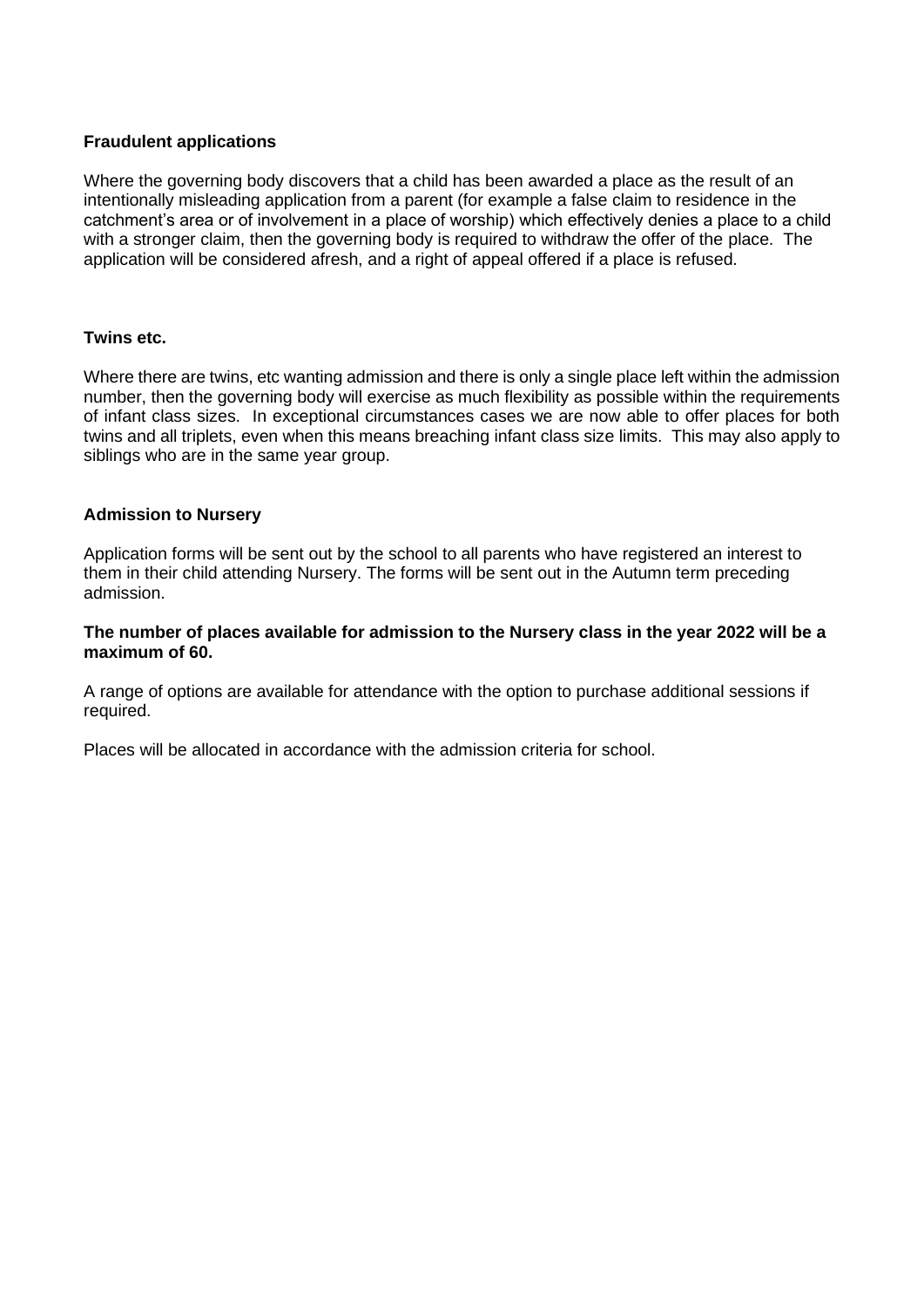**Fraudulent applications**

Where the governing body discovers that a child has been awarded a place as the result of an intentionally misleading application from a parent (for example a false claim to residence in the catchment's area or of involvement in a place of worship) which effectively denies a place to a child with a stronger claim, then the governing body is required to withdraw the offer of the place. The application will be considered afresh, and a right of appeal offered if a place is refused.

**Twins etc.**

Where there are twins, etc wanting admission and there is only a single place left within the admission number, then the governing body will exercise as much flexibility as possible within the requirements of infant class sizes. In exceptional circumstances cases we are now able to offer places for both twins and all triplets, even when this means breaching infant class size limits. This may also apply to siblings who are in the same year group.

**Admission to Nursery**

Application forms will be sent out by the school to all parents who have registered an interest to them in their child attending Nursery. The forms will be sent out in the Autumn term preceding admission.

**The number of places available for admission to the Nursery class in the year 2022 will be a maximum of 60.**

A range of options are available for attendance with the option to purchase additional sessions if required.

Places will be allocated in accordance with the admission criteria for school.